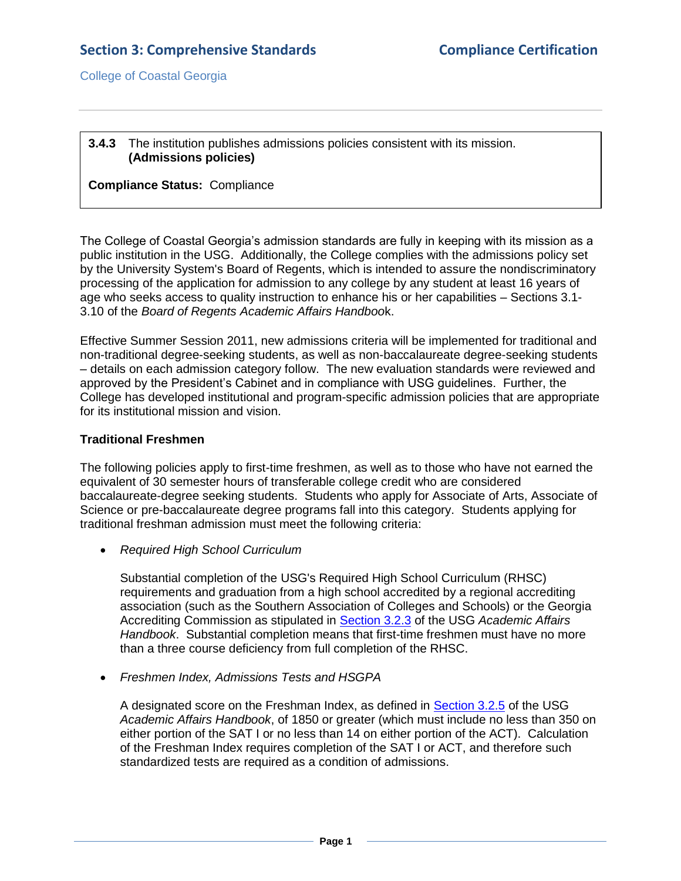# Section 3: Comprehensive Standards — Compliance Certification

College of Coastal Georgia

---

**3.4.3** The institution publishes admissions policies consistent with its mission. **(Admissions policies)**

**Compliance Status:** Compliance

The College of Coastal Georgia's admission standards are fully in keeping with its mission as a public institution in the USG. Additionally, the College complies with the admissions policy set by the University System's Board of Regents, which is intended to assure the nondiscriminatory processing of the application for admission to any college by any student at least 16 years of age who seeks access to quality instruction to enhance his or her capabilities – Sections 3.1-3.10 of the *Board of Regents Academic Affairs Handbook*.

Effective Summer Session 2011, new admissions criteria will be implemented for traditional and non-traditional degree-seeking students, as well as non-baccalaureate degree-seeking students – details on each admission category follow. The new evaluation standards were reviewed and approved by the President's Cabinet and in compliance with USG guidelines. Further, the College has developed institutional and program-specific admission policies that are appropriate for its institutional mission and vision.

**Traditional Freshmen**

The following policies apply to first-time freshmen, as well as to those who have not earned the equivalent of 30 semester hours of transferable college credit who are considered baccalaureate-degree seeking students. Students who apply for Associate of Arts, Associate of Science or pre-baccalaureate degree programs fall into this category. Students applying for traditional freshman admission must meet the following criteria:

- *Required High School Curriculum*

  Substantial completion of the USG's Required High School Curriculum (RHSC) requirements and graduation from a high school accredited by a regional accrediting association (such as the Southern Association of Colleges and Schools) or the Georgia Accrediting Commission as stipulated in Section 3.2.3 of the USG *Academic Affairs Handbook*. Substantial completion means that first-time freshmen must have no more than a three course deficiency from full completion of the RHSC.

- *Freshmen Index, Admissions Tests and HSGPA*

  A designated score on the Freshman Index, as defined in Section 3.2.5 of the USG *Academic Affairs Handbook*, of 1850 or greater (which must include no less than 350 on either portion of the SAT I or no less than 14 on either portion of the ACT). Calculation of the Freshman Index requires completion of the SAT I or ACT, and therefore such standardized tests are required as a condition of admissions.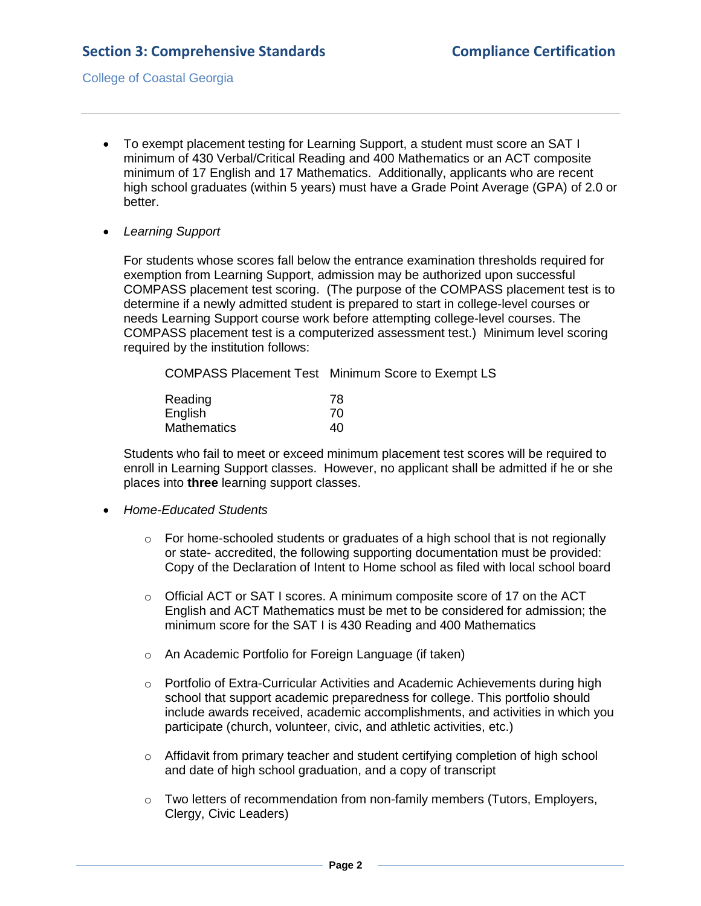- To exempt placement testing for Learning Support, a student must score an SAT I minimum of 430 Verbal/Critical Reading and 400 Mathematics or an ACT composite minimum of 17 English and 17 Mathematics. Additionally, applicants who are recent high school graduates (within 5 years) must have a Grade Point Average (GPA) of 2.0 or better.

- *Learning Support*

  For students whose scores fall below the entrance examination thresholds required for exemption from Learning Support, admission may be authorized upon successful COMPASS placement test scoring. (The purpose of the COMPASS placement test is to determine if a newly admitted student is prepared to start in college-level courses or needs Learning Support course work before attempting college-level courses. The COMPASS placement test is a computerized assessment test.) Minimum level scoring required by the institution follows:

  | COMPASS Placement Test | Minimum Score to Exempt LS |
  | --- | --- |
  | Reading | 78 |
  | English | 70 |
  | Mathematics | 40 |

  Students who fail to meet or exceed minimum placement test scores will be required to enroll in Learning Support classes. However, no applicant shall be admitted if he or she places into **three** learning support classes.

- *Home-Educated Students*

  - For home-schooled students or graduates of a high school that is not regionally or state- accredited, the following supporting documentation must be provided: Copy of the Declaration of Intent to Home school as filed with local school board
  - Official ACT or SAT I scores. A minimum composite score of 17 on the ACT English and ACT Mathematics must be met to be considered for admission; the minimum score for the SAT I is 430 Reading and 400 Mathematics
  - An Academic Portfolio for Foreign Language (if taken)
  - Portfolio of Extra-Curricular Activities and Academic Achievements during high school that support academic preparedness for college. This portfolio should include awards received, academic accomplishments, and activities in which you participate (church, volunteer, civic, and athletic activities, etc.)
  - Affidavit from primary teacher and student certifying completion of high school and date of high school graduation, and a copy of transcript
  - Two letters of recommendation from non-family members (Tutors, Employers, Clergy, Civic Leaders)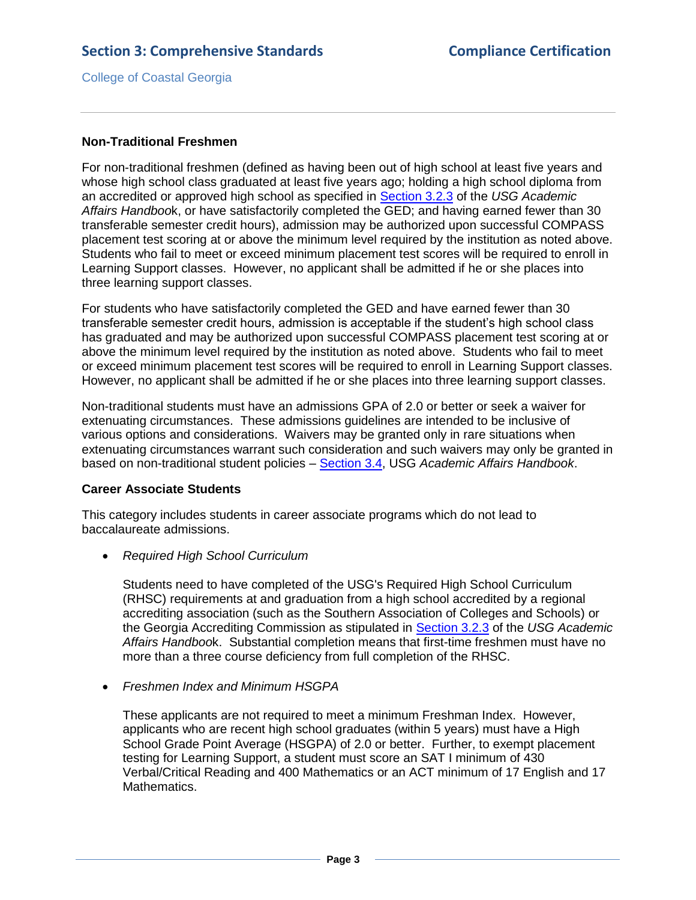### Non-Traditional Freshmen

For non-traditional freshmen (defined as having been out of high school at least five years and whose high school class graduated at least five years ago; holding a high school diploma from an accredited or approved high school as specified in [Section 3.2.3] of the *USG Academic Affairs Handbook*, or have satisfactorily completed the GED; and having earned fewer than 30 transferable semester credit hours), admission may be authorized upon successful COMPASS placement test scoring at or above the minimum level required by the institution as noted above. Students who fail to meet or exceed minimum placement test scores will be required to enroll in Learning Support classes. However, no applicant shall be admitted if he or she places into three learning support classes.

For students who have satisfactorily completed the GED and have earned fewer than 30 transferable semester credit hours, admission is acceptable if the student's high school class has graduated and may be authorized upon successful COMPASS placement test scoring at or above the minimum level required by the institution as noted above. Students who fail to meet or exceed minimum placement test scores will be required to enroll in Learning Support classes. However, no applicant shall be admitted if he or she places into three learning support classes.

Non-traditional students must have an admissions GPA of 2.0 or better or seek a waiver for extenuating circumstances. These admissions guidelines are intended to be inclusive of various options and considerations. Waivers may be granted only in rare situations when extenuating circumstances warrant such consideration and such waivers may only be granted in based on non-traditional student policies – [Section 3.4], USG *Academic Affairs Handbook*.

### Career Associate Students

This category includes students in career associate programs which do not lead to baccalaureate admissions.

- *Required High School Curriculum*

  Students need to have completed of the USG's Required High School Curriculum (RHSC) requirements at and graduation from a high school accredited by a regional accrediting association (such as the Southern Association of Colleges and Schools) or the Georgia Accrediting Commission as stipulated in [Section 3.2.3] of the *USG Academic Affairs Handbook*. Substantial completion means that first-time freshmen must have no more than a three course deficiency from full completion of the RHSC.

- *Freshmen Index and Minimum HSGPA*

  These applicants are not required to meet a minimum Freshman Index. However, applicants who are recent high school graduates (within 5 years) must have a High School Grade Point Average (HSGPA) of 2.0 or better. Further, to exempt placement testing for Learning Support, a student must score an SAT I minimum of 430 Verbal/Critical Reading and 400 Mathematics or an ACT minimum of 17 English and 17 Mathematics.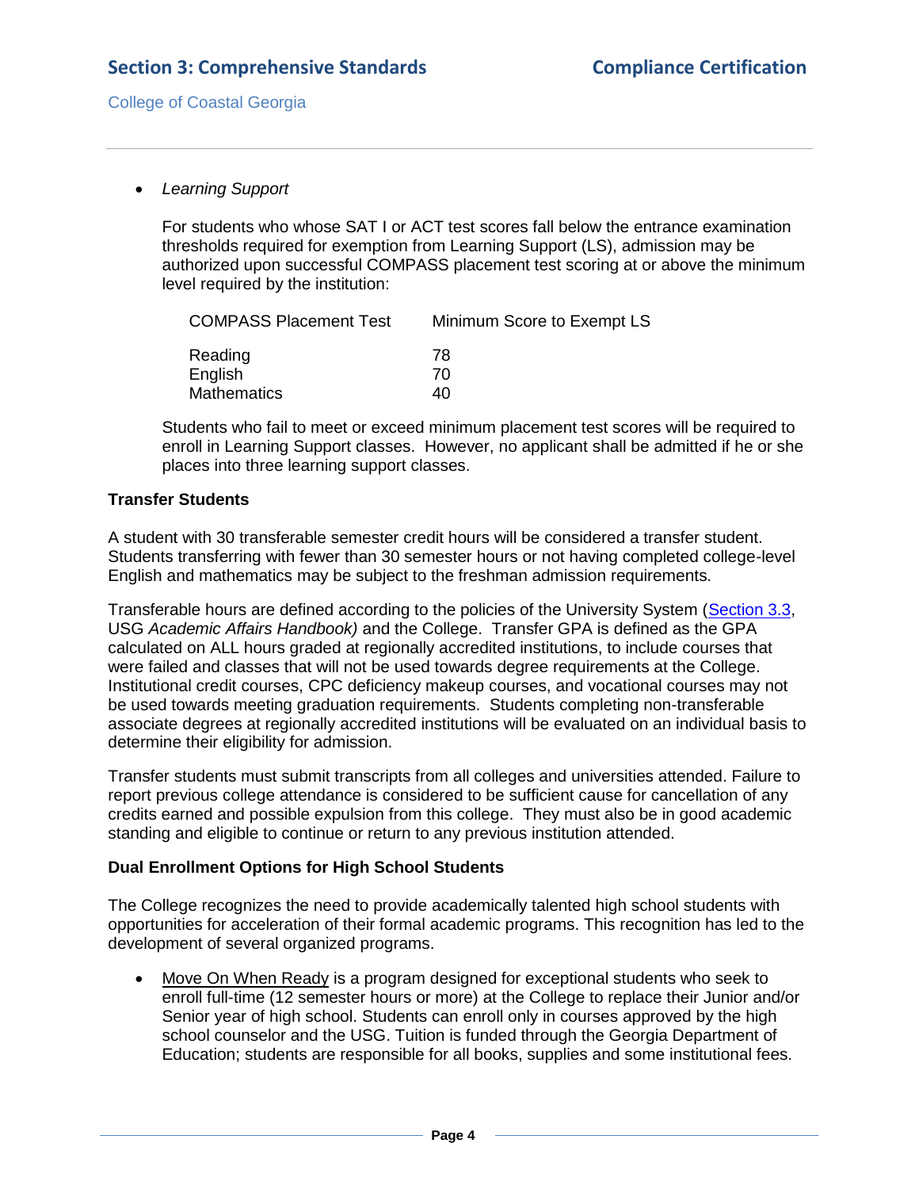- *Learning Support*

  For students who whose SAT I or ACT test scores fall below the entrance examination thresholds required for exemption from Learning Support (LS), admission may be authorized upon successful COMPASS placement test scoring at or above the minimum level required by the institution:

  | COMPASS Placement Test | Minimum Score to Exempt LS |
  |---|---|
  | Reading | 78 |
  | English | 70 |
  | Mathematics | 40 |

  Students who fail to meet or exceed minimum placement test scores will be required to enroll in Learning Support classes. However, no applicant shall be admitted if he or she places into three learning support classes.

**Transfer Students**

A student with 30 transferable semester credit hours will be considered a transfer student. Students transferring with fewer than 30 semester hours or not having completed college-level English and mathematics may be subject to the freshman admission requirements.

Transferable hours are defined according to the policies of the University System (Section 3.3, USG *Academic Affairs Handbook)* and the College. Transfer GPA is defined as the GPA calculated on ALL hours graded at regionally accredited institutions, to include courses that were failed and classes that will not be used towards degree requirements at the College. Institutional credit courses, CPC deficiency makeup courses, and vocational courses may not be used towards meeting graduation requirements. Students completing non-transferable associate degrees at regionally accredited institutions will be evaluated on an individual basis to determine their eligibility for admission.

Transfer students must submit transcripts from all colleges and universities attended. Failure to report previous college attendance is considered to be sufficient cause for cancellation of any credits earned and possible expulsion from this college. They must also be in good academic standing and eligible to continue or return to any previous institution attended.

**Dual Enrollment Options for High School Students**

The College recognizes the need to provide academically talented high school students with opportunities for acceleration of their formal academic programs. This recognition has led to the development of several organized programs.

- Move On When Ready is a program designed for exceptional students who seek to enroll full-time (12 semester hours or more) at the College to replace their Junior and/or Senior year of high school. Students can enroll only in courses approved by the high school counselor and the USG. Tuition is funded through the Georgia Department of Education; students are responsible for all books, supplies and some institutional fees.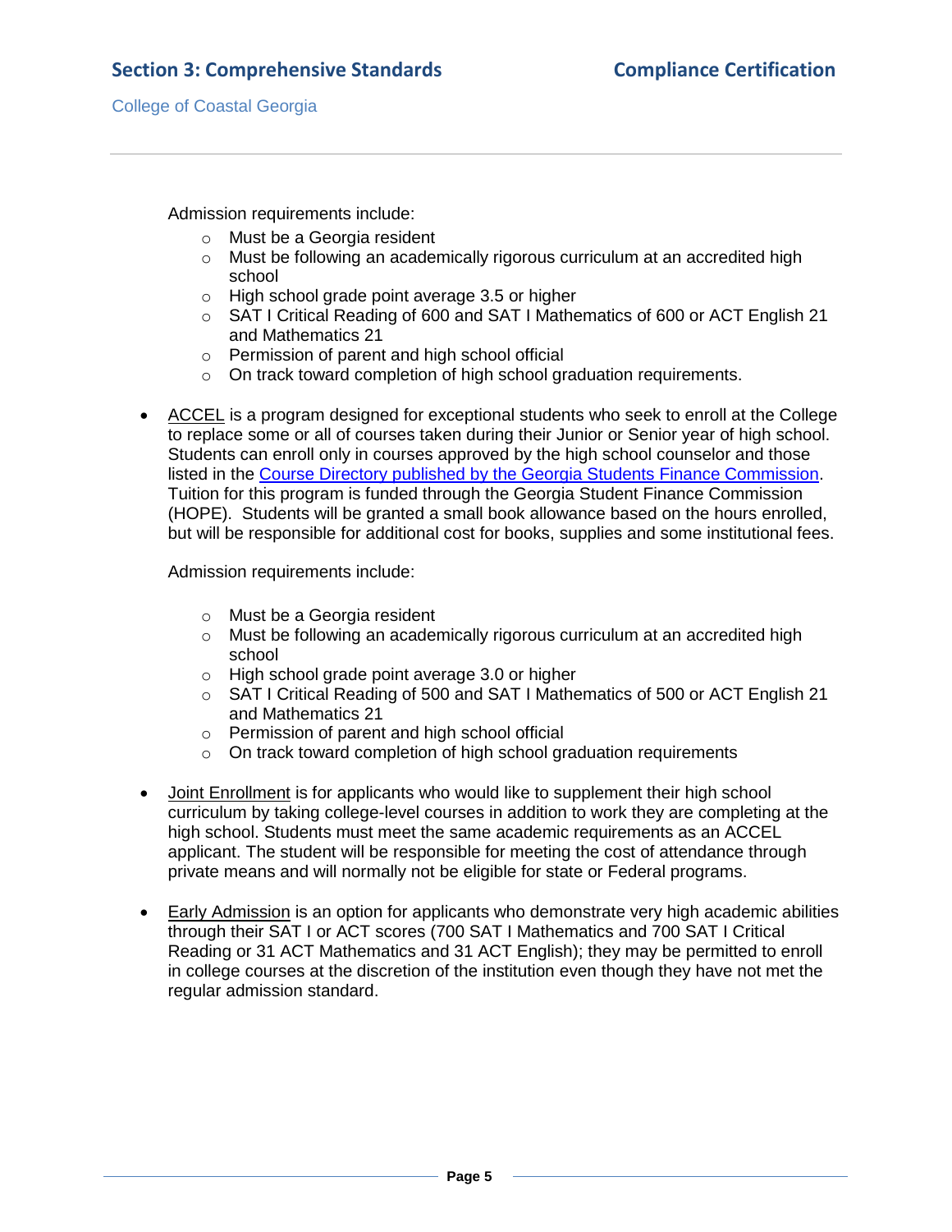Admission requirements include:

- Must be a Georgia resident
- Must be following an academically rigorous curriculum at an accredited high school
- High school grade point average 3.5 or higher
- SAT I Critical Reading of 600 and SAT I Mathematics of 600 or ACT English 21 and Mathematics 21
- Permission of parent and high school official
- On track toward completion of high school graduation requirements.

- ACCEL is a program designed for exceptional students who seek to enroll at the College to replace some or all of courses taken during their Junior or Senior year of high school. Students can enroll only in courses approved by the high school counselor and those listed in the Course Directory published by the Georgia Students Finance Commission. Tuition for this program is funded through the Georgia Student Finance Commission (HOPE). Students will be granted a small book allowance based on the hours enrolled, but will be responsible for additional cost for books, supplies and some institutional fees.

  Admission requirements include:

  - Must be a Georgia resident
  - Must be following an academically rigorous curriculum at an accredited high school
  - High school grade point average 3.0 or higher
  - SAT I Critical Reading of 500 and SAT I Mathematics of 500 or ACT English 21 and Mathematics 21
  - Permission of parent and high school official
  - On track toward completion of high school graduation requirements

- Joint Enrollment is for applicants who would like to supplement their high school curriculum by taking college-level courses in addition to work they are completing at the high school. Students must meet the same academic requirements as an ACCEL applicant. The student will be responsible for meeting the cost of attendance through private means and will normally not be eligible for state or Federal programs.

- Early Admission is an option for applicants who demonstrate very high academic abilities through their SAT I or ACT scores (700 SAT I Mathematics and 700 SAT I Critical Reading or 31 ACT Mathematics and 31 ACT English); they may be permitted to enroll in college courses at the discretion of the institution even though they have not met the regular admission standard.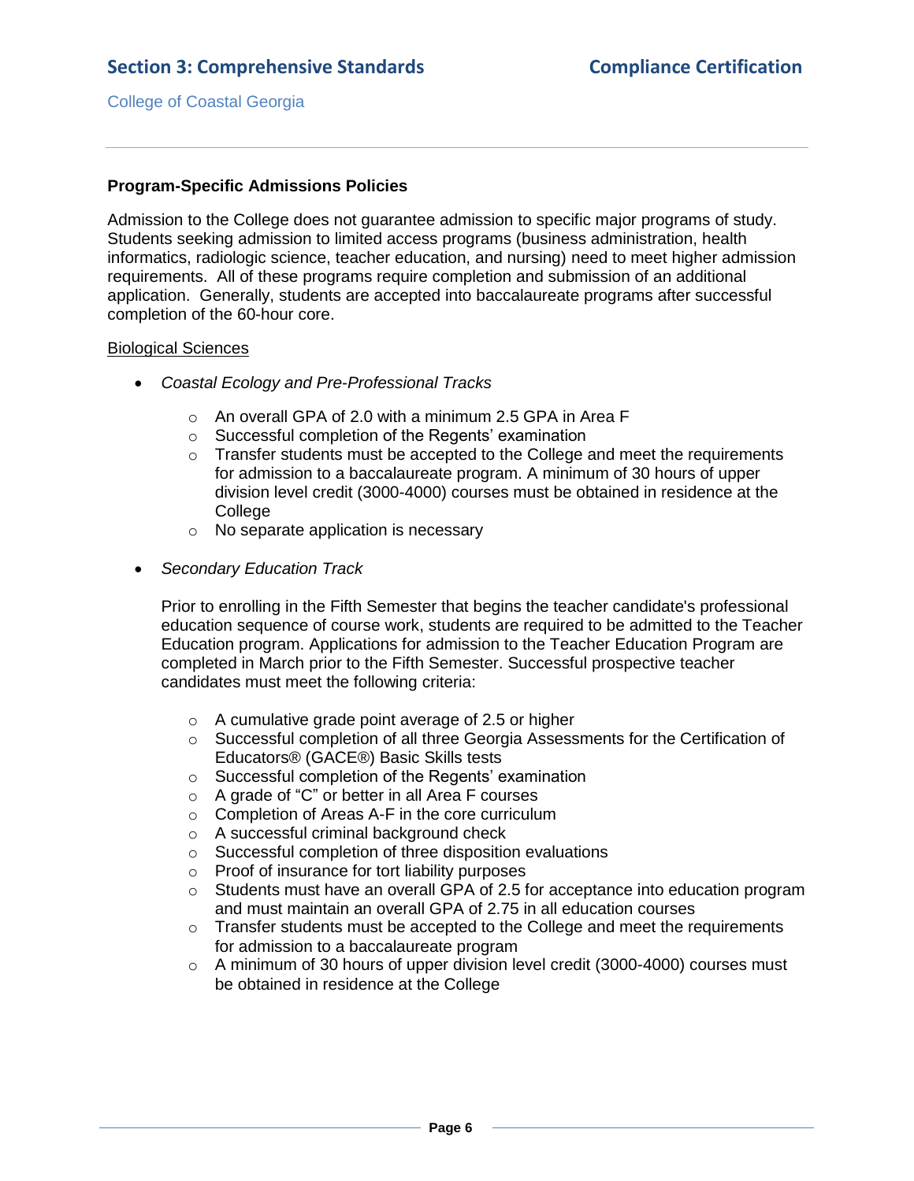**Program-Specific Admissions Policies**

Admission to the College does not guarantee admission to specific major programs of study. Students seeking admission to limited access programs (business administration, health informatics, radiologic science, teacher education, and nursing) need to meet higher admission requirements. All of these programs require completion and submission of an additional application. Generally, students are accepted into baccalaureate programs after successful completion of the 60-hour core.

<u>Biological Sciences</u>

- *Coastal Ecology and Pre-Professional Tracks*
  - An overall GPA of 2.0 with a minimum 2.5 GPA in Area F
  - Successful completion of the Regents' examination
  - Transfer students must be accepted to the College and meet the requirements for admission to a baccalaureate program. A minimum of 30 hours of upper division level credit (3000-4000) courses must be obtained in residence at the College
  - No separate application is necessary

- *Secondary Education Track*

  Prior to enrolling in the Fifth Semester that begins the teacher candidate's professional education sequence of course work, students are required to be admitted to the Teacher Education program. Applications for admission to the Teacher Education Program are completed in March prior to the Fifth Semester. Successful prospective teacher candidates must meet the following criteria:

  - A cumulative grade point average of 2.5 or higher
  - Successful completion of all three Georgia Assessments for the Certification of Educators® (GACE®) Basic Skills tests
  - Successful completion of the Regents' examination
  - A grade of "C" or better in all Area F courses
  - Completion of Areas A-F in the core curriculum
  - A successful criminal background check
  - Successful completion of three disposition evaluations
  - Proof of insurance for tort liability purposes
  - Students must have an overall GPA of 2.5 for acceptance into education program and must maintain an overall GPA of 2.75 in all education courses
  - Transfer students must be accepted to the College and meet the requirements for admission to a baccalaureate program
  - A minimum of 30 hours of upper division level credit (3000-4000) courses must be obtained in residence at the College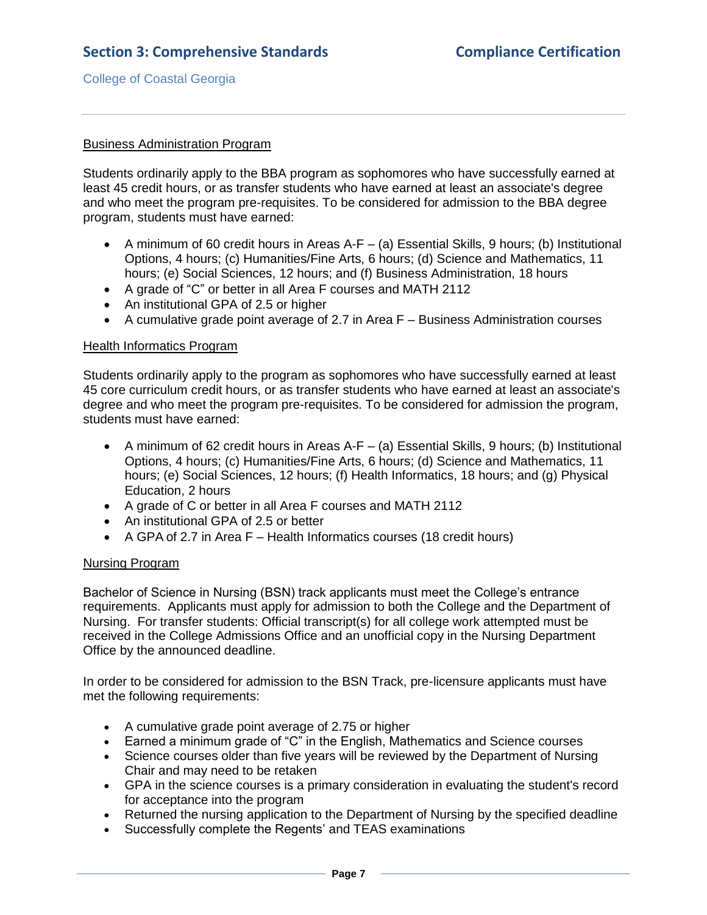### Business Administration Program

Students ordinarily apply to the BBA program as sophomores who have successfully earned at least 45 credit hours, or as transfer students who have earned at least an associate's degree and who meet the program pre-requisites. To be considered for admission to the BBA degree program, students must have earned:

- A minimum of 60 credit hours in Areas A-F – (a) Essential Skills, 9 hours; (b) Institutional Options, 4 hours; (c) Humanities/Fine Arts, 6 hours; (d) Science and Mathematics, 11 hours; (e) Social Sciences, 12 hours; and (f) Business Administration, 18 hours
- A grade of "C" or better in all Area F courses and MATH 2112
- An institutional GPA of 2.5 or higher
- A cumulative grade point average of 2.7 in Area F – Business Administration courses

### Health Informatics Program

Students ordinarily apply to the program as sophomores who have successfully earned at least 45 core curriculum credit hours, or as transfer students who have earned at least an associate's degree and who meet the program pre-requisites. To be considered for admission the program, students must have earned:

- A minimum of 62 credit hours in Areas A-F – (a) Essential Skills, 9 hours; (b) Institutional Options, 4 hours; (c) Humanities/Fine Arts, 6 hours; (d) Science and Mathematics, 11 hours; (e) Social Sciences, 12 hours; (f) Health Informatics, 18 hours; and (g) Physical Education, 2 hours
- A grade of C or better in all Area F courses and MATH 2112
- An institutional GPA of 2.5 or better
- A GPA of 2.7 in Area F – Health Informatics courses (18 credit hours)

### Nursing Program

Bachelor of Science in Nursing (BSN) track applicants must meet the College's entrance requirements. Applicants must apply for admission to both the College and the Department of Nursing. For transfer students: Official transcript(s) for all college work attempted must be received in the College Admissions Office and an unofficial copy in the Nursing Department Office by the announced deadline.

In order to be considered for admission to the BSN Track, pre-licensure applicants must have met the following requirements:

- A cumulative grade point average of 2.75 or higher
- Earned a minimum grade of "C" in the English, Mathematics and Science courses
- Science courses older than five years will be reviewed by the Department of Nursing Chair and may need to be retaken
- GPA in the science courses is a primary consideration in evaluating the student's record for acceptance into the program
- Returned the nursing application to the Department of Nursing by the specified deadline
- Successfully complete the Regents' and TEAS examinations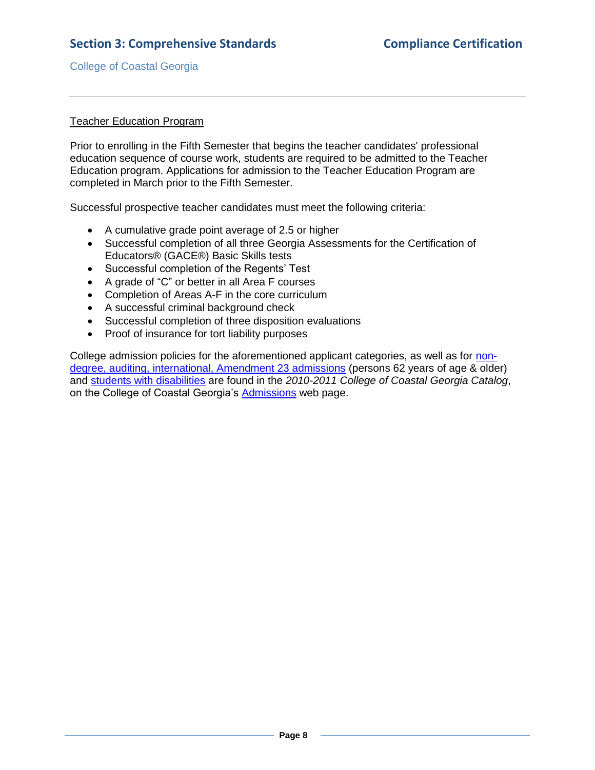Teacher Education Program

Prior to enrolling in the Fifth Semester that begins the teacher candidates' professional education sequence of course work, students are required to be admitted to the Teacher Education program. Applications for admission to the Teacher Education Program are completed in March prior to the Fifth Semester.

Successful prospective teacher candidates must meet the following criteria:

- A cumulative grade point average of 2.5 or higher
- Successful completion of all three Georgia Assessments for the Certification of Educators® (GACE®) Basic Skills tests
- Successful completion of the Regents' Test
- A grade of "C" or better in all Area F courses
- Completion of Areas A-F in the core curriculum
- A successful criminal background check
- Successful completion of three disposition evaluations
- Proof of insurance for tort liability purposes

College admission policies for the aforementioned applicant categories, as well as for non-degree, auditing, international, Amendment 23 admissions (persons 62 years of age & older) and students with disabilities are found in the *2010-2011 College of Coastal Georgia Catalog*, on the College of Coastal Georgia's Admissions web page.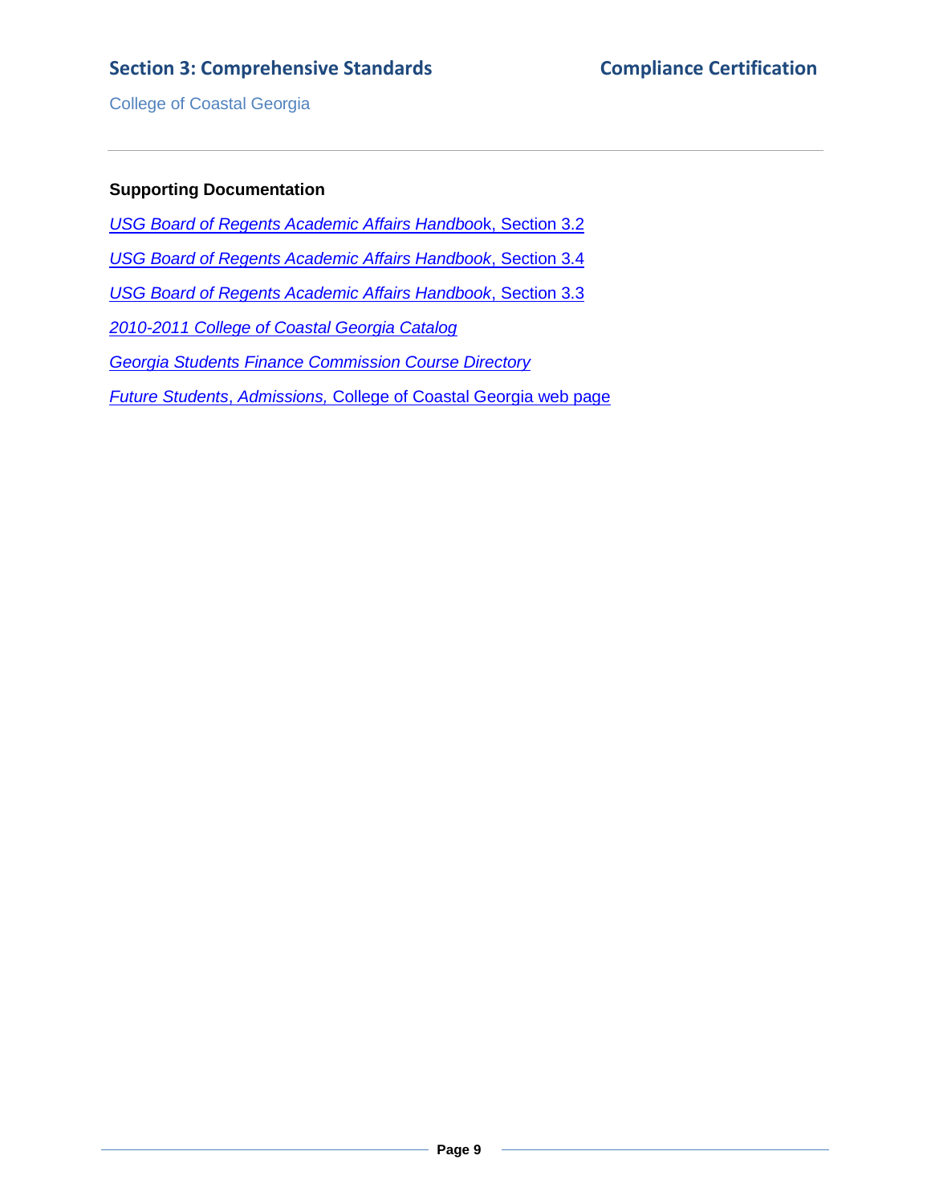**Supporting Documentation**

*USG Board of Regents Academic Affairs Handbook*, Section 3.2

*USG Board of Regents Academic Affairs Handbook*, Section 3.4

*USG Board of Regents Academic Affairs Handbook*, Section 3.3

*2010-2011 College of Coastal Georgia Catalog*

*Georgia Students Finance Commission Course Directory*

*Future Students*, *Admissions,* College of Coastal Georgia web page